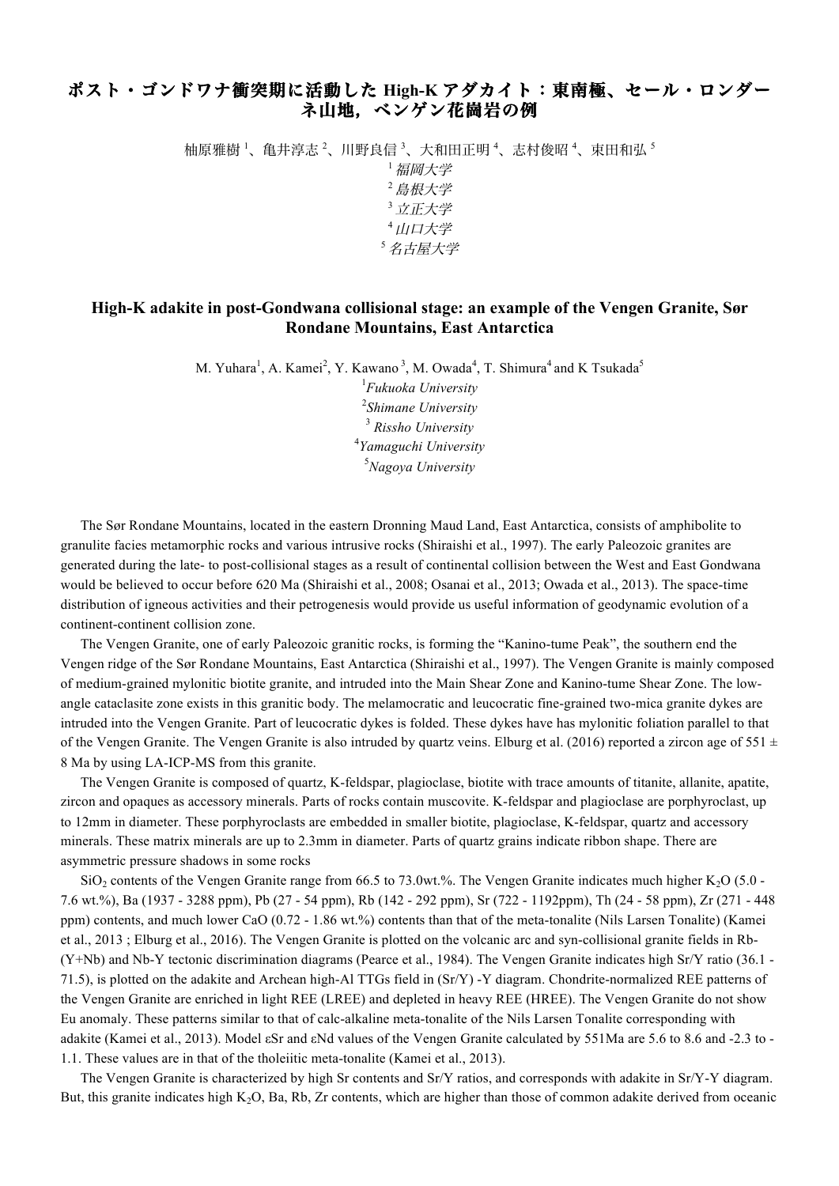# ポスト・ゴンドワナ衝突期に活動した High-K アダカイト：東南極、セール・ロンダーネ山地，ベンゲン花崗岩の例

柚原雅樹[1]、亀井淳志[2]、川野良信[3]、大和田正明[4]、志村俊昭[4]、束田和弘[5]

[1] *福岡大学*

[2] *島根大学*

[3] *立正大学*

[4] *山口大学*

[5] *名古屋大学*

## High-K adakite in post-Gondwana collisional stage: an example of the Vengen Granite, Sør Rondane Mountains, East Antarctica

M. Yuhara[1], A. Kamei[2], Y. Kawano[3], M. Owada[4], T. Shimura[4] and K Tsukada[5]

[1] *Fukuoka University*

[2] *Shimane University*

[3] *Rissho University*

[4] *Yamaguchi University*

[5] *Nagoya University*

The Sør Rondane Mountains, located in the eastern Dronning Maud Land, East Antarctica, consists of amphibolite to granulite facies metamorphic rocks and various intrusive rocks (Shiraishi et al., 1997). The early Paleozoic granites are generated during the late- to post-collisional stages as a result of continental collision between the West and East Gondwana would be believed to occur before 620 Ma (Shiraishi et al., 2008; Osanai et al., 2013; Owada et al., 2013). The space-time distribution of igneous activities and their petrogenesis would provide us useful information of geodynamic evolution of a continent-continent collision zone.

The Vengen Granite, one of early Paleozoic granitic rocks, is forming the "Kanino-tume Peak", the southern end the Vengen ridge of the Sør Rondane Mountains, East Antarctica (Shiraishi et al., 1997). The Vengen Granite is mainly composed of medium-grained mylonitic biotite granite, and intruded into the Main Shear Zone and Kanino-tume Shear Zone. The low-angle cataclasite zone exists in this granitic body. The melamocratic and leucocratic fine-grained two-mica granite dykes are intruded into the Vengen Granite. Part of leucocratic dykes is folded. These dykes have has mylonitic foliation parallel to that of the Vengen Granite. The Vengen Granite is also intruded by quartz veins. Elburg et al. (2016) reported a zircon age of 551 ± 8 Ma by using LA-ICP-MS from this granite.

The Vengen Granite is composed of quartz, K-feldspar, plagioclase, biotite with trace amounts of titanite, allanite, apatite, zircon and opaques as accessory minerals. Parts of rocks contain muscovite. K-feldspar and plagioclase are porphyroclast, up to 12mm in diameter. These porphyroclasts are embedded in smaller biotite, plagioclase, K-feldspar, quartz and accessory minerals. These matrix minerals are up to 2.3mm in diameter. Parts of quartz grains indicate ribbon shape. There are asymmetric pressure shadows in some rocks

$SiO_2$ contents of the Vengen Granite range from 66.5 to 73.0wt.%. The Vengen Granite indicates much higher $K_2O$ (5.0 - 7.6 wt.%), Ba (1937 - 3288 ppm), Pb (27 - 54 ppm), Rb (142 - 292 ppm), Sr (722 - 1192ppm), Th (24 - 58 ppm), Zr (271 - 448 ppm) contents, and much lower CaO (0.72 - 1.86 wt.%) contents than that of the meta-tonalite (Nils Larsen Tonalite) (Kamei et al., 2013 ; Elburg et al., 2016). The Vengen Granite is plotted on the volcanic arc and syn-collisional granite fields in Rb-(Y+Nb) and Nb-Y tectonic discrimination diagrams (Pearce et al., 1984). The Vengen Granite indicates high Sr/Y ratio (36.1 - 71.5), is plotted on the adakite and Archean high-Al TTGs field in (Sr/Y) -Y diagram. Chondrite-normalized REE patterns of the Vengen Granite are enriched in light REE (LREE) and depleted in heavy REE (HREE). The Vengen Granite do not show Eu anomaly. These patterns similar to that of calc-alkaline meta-tonalite of the Nils Larsen Tonalite corresponding with adakite (Kamei et al., 2013). Model εSr and εNd values of the Vengen Granite calculated by 551Ma are 5.6 to 8.6 and -2.3 to -1.1. These values are in that of the tholeiitic meta-tonalite (Kamei et al., 2013).

The Vengen Granite is characterized by high Sr contents and Sr/Y ratios, and corresponds with adakite in Sr/Y-Y diagram. But, this granite indicates high $K_2O$, Ba, Rb, Zr contents, which are higher than those of common adakite derived from oceanic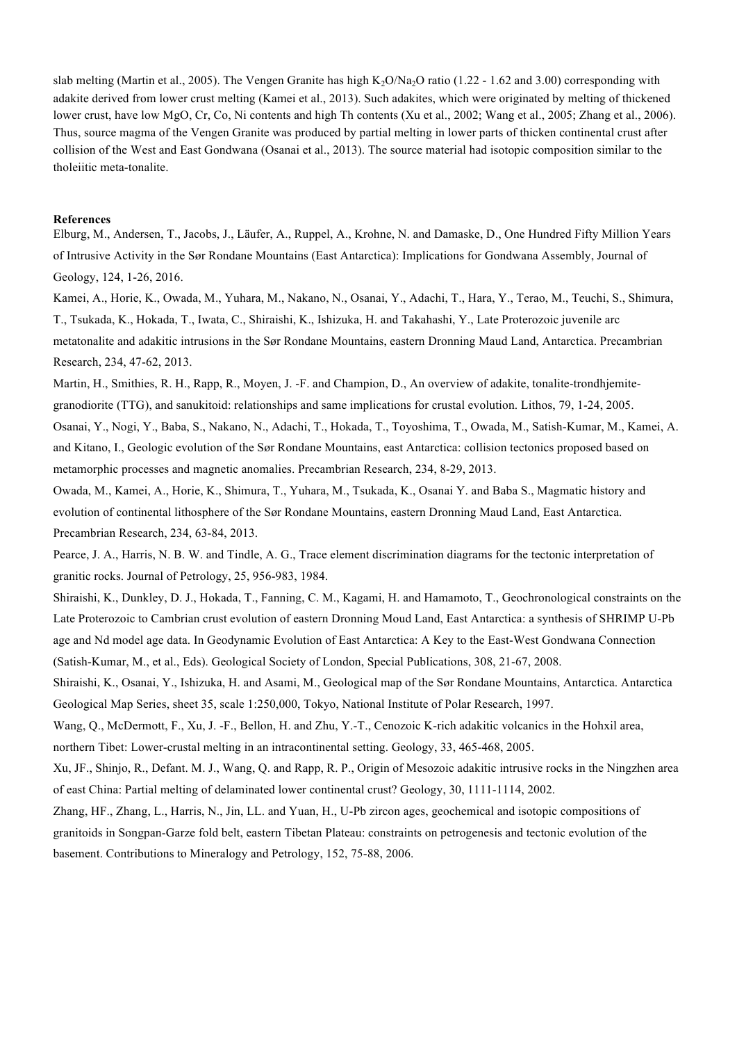slab melting (Martin et al., 2005). The Vengen Granite has high $K_2O/Na_2O$ ratio (1.22 - 1.62 and 3.00) corresponding with adakite derived from lower crust melting (Kamei et al., 2013). Such adakites, which were originated by melting of thickened lower crust, have low MgO, Cr, Co, Ni contents and high Th contents (Xu et al., 2002; Wang et al., 2005; Zhang et al., 2006). Thus, source magma of the Vengen Granite was produced by partial melting in lower parts of thicken continental crust after collision of the West and East Gondwana (Osanai et al., 2013). The source material had isotopic composition similar to the tholeiitic meta-tonalite.

**References**

Elburg, M., Andersen, T., Jacobs, J., Läufer, A., Ruppel, A., Krohne, N. and Damaske, D., One Hundred Fifty Million Years of Intrusive Activity in the Sør Rondane Mountains (East Antarctica): Implications for Gondwana Assembly, Journal of Geology, 124, 1-26, 2016.

Kamei, A., Horie, K., Owada, M., Yuhara, M., Nakano, N., Osanai, Y., Adachi, T., Hara, Y., Terao, M., Teuchi, S., Shimura, T., Tsukada, K., Hokada, T., Iwata, C., Shiraishi, K., Ishizuka, H. and Takahashi, Y., Late Proterozoic juvenile arc metatonalite and adakitic intrusions in the Sør Rondane Mountains, eastern Dronning Maud Land, Antarctica. Precambrian Research, 234, 47-62, 2013.

Martin, H., Smithies, R. H., Rapp, R., Moyen, J. -F. and Champion, D., An overview of adakite, tonalite-trondhjemite-granodiorite (TTG), and sanukitoid: relationships and same implications for crustal evolution. Lithos, 79, 1-24, 2005.

Osanai, Y., Nogi, Y., Baba, S., Nakano, N., Adachi, T., Hokada, T., Toyoshima, T., Owada, M., Satish-Kumar, M., Kamei, A. and Kitano, I., Geologic evolution of the Sør Rondane Mountains, east Antarctica: collision tectonics proposed based on metamorphic processes and magnetic anomalies. Precambrian Research, 234, 8-29, 2013.

Owada, M., Kamei, A., Horie, K., Shimura, T., Yuhara, M., Tsukada, K., Osanai Y. and Baba S., Magmatic history and evolution of continental lithosphere of the Sør Rondane Mountains, eastern Dronning Maud Land, East Antarctica. Precambrian Research, 234, 63-84, 2013.

Pearce, J. A., Harris, N. B. W. and Tindle, A. G., Trace element discrimination diagrams for the tectonic interpretation of granitic rocks. Journal of Petrology, 25, 956-983, 1984.

Shiraishi, K., Dunkley, D. J., Hokada, T., Fanning, C. M., Kagami, H. and Hamamoto, T., Geochronological constraints on the Late Proterozoic to Cambrian crust evolution of eastern Dronning Moud Land, East Antarctica: a synthesis of SHRIMP U-Pb age and Nd model age data. In Geodynamic Evolution of East Antarctica: A Key to the East-West Gondwana Connection (Satish-Kumar, M., et al., Eds). Geological Society of London, Special Publications, 308, 21-67, 2008.

Shiraishi, K., Osanai, Y., Ishizuka, H. and Asami, M., Geological map of the Sør Rondane Mountains, Antarctica. Antarctica Geological Map Series, sheet 35, scale 1:250,000, Tokyo, National Institute of Polar Research, 1997.

Wang, Q., McDermott, F., Xu, J. -F., Bellon, H. and Zhu, Y.-T., Cenozoic K-rich adakitic volcanics in the Hohxil area, northern Tibet: Lower-crustal melting in an intracontinental setting. Geology, 33, 465-468, 2005.

Xu, JF., Shinjo, R., Defant. M. J., Wang, Q. and Rapp, R. P., Origin of Mesozoic adakitic intrusive rocks in the Ningzhen area of east China: Partial melting of delaminated lower continental crust? Geology, 30, 1111-1114, 2002.

Zhang, HF., Zhang, L., Harris, N., Jin, LL. and Yuan, H., U-Pb zircon ages, geochemical and isotopic compositions of granitoids in Songpan-Garze fold belt, eastern Tibetan Plateau: constraints on petrogenesis and tectonic evolution of the basement. Contributions to Mineralogy and Petrology, 152, 75-88, 2006.